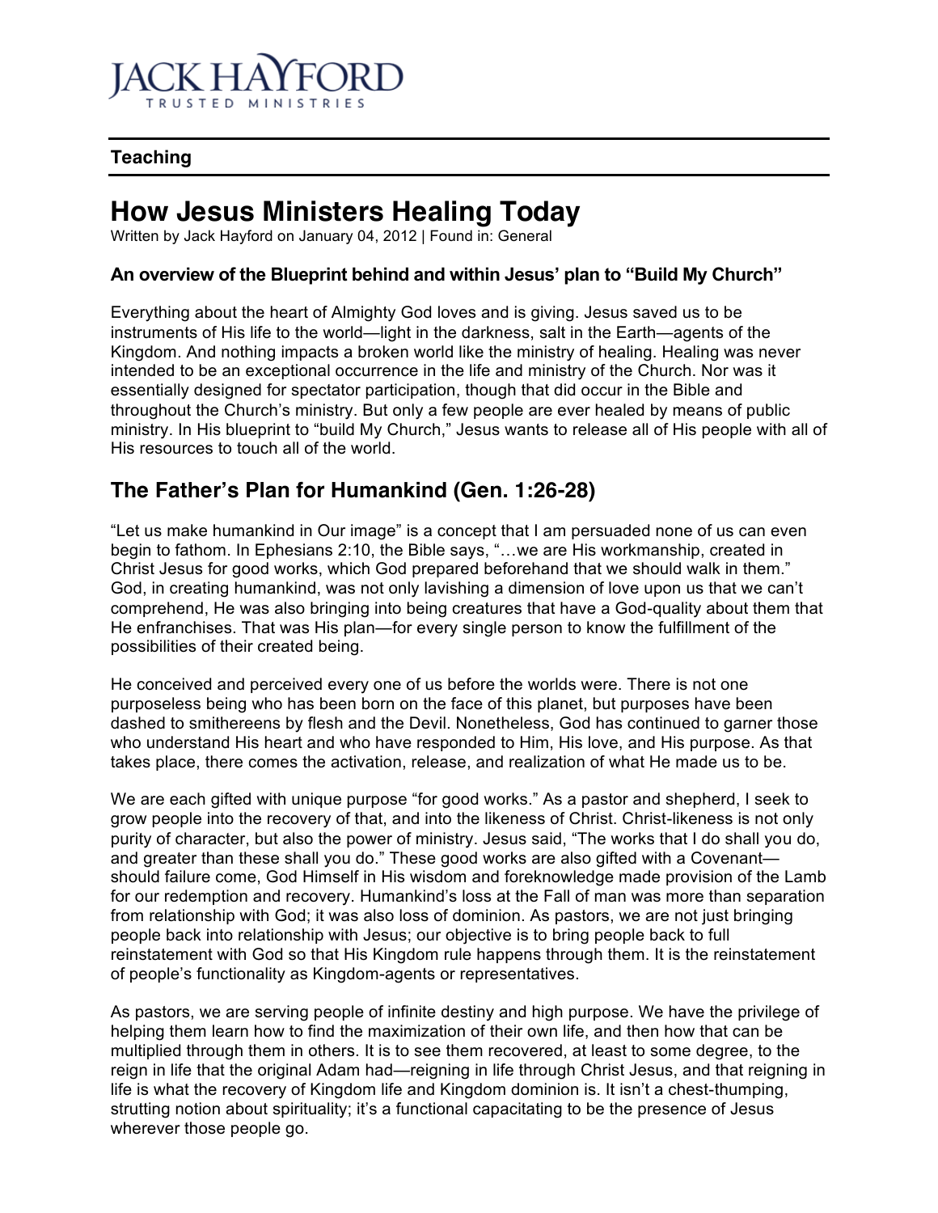JACK HAYFORD
TRUSTED MINISTRIES

**Teaching**

# How Jesus Ministers Healing Today

Written by Jack Hayford on January 04, 2012 | Found in: General

### An overview of the Blueprint behind and within Jesus' plan to "Build My Church"

Everything about the heart of Almighty God loves and is giving. Jesus saved us to be instruments of His life to the world—light in the darkness, salt in the Earth—agents of the Kingdom. And nothing impacts a broken world like the ministry of healing. Healing was never intended to be an exceptional occurrence in the life and ministry of the Church. Nor was it essentially designed for spectator participation, though that did occur in the Bible and throughout the Church's ministry. But only a few people are ever healed by means of public ministry. In His blueprint to "build My Church," Jesus wants to release all of His people with all of His resources to touch all of the world.

## The Father's Plan for Humankind (Gen. 1:26-28)

"Let us make humankind in Our image" is a concept that I am persuaded none of us can even begin to fathom. In Ephesians 2:10, the Bible says, "…we are His workmanship, created in Christ Jesus for good works, which God prepared beforehand that we should walk in them." God, in creating humankind, was not only lavishing a dimension of love upon us that we can't comprehend, He was also bringing into being creatures that have a God-quality about them that He enfranchises. That was His plan—for every single person to know the fulfillment of the possibilities of their created being.

He conceived and perceived every one of us before the worlds were. There is not one purposeless being who has been born on the face of this planet, but purposes have been dashed to smithereens by flesh and the Devil. Nonetheless, God has continued to garner those who understand His heart and who have responded to Him, His love, and His purpose. As that takes place, there comes the activation, release, and realization of what He made us to be.

We are each gifted with unique purpose "for good works." As a pastor and shepherd, I seek to grow people into the recovery of that, and into the likeness of Christ. Christ-likeness is not only purity of character, but also the power of ministry. Jesus said, "The works that I do shall you do, and greater than these shall you do." These good works are also gifted with a Covenant—should failure come, God Himself in His wisdom and foreknowledge made provision of the Lamb for our redemption and recovery. Humankind's loss at the Fall of man was more than separation from relationship with God; it was also loss of dominion. As pastors, we are not just bringing people back into relationship with Jesus; our objective is to bring people back to full reinstatement with God so that His Kingdom rule happens through them. It is the reinstatement of people's functionality as Kingdom-agents or representatives.

As pastors, we are serving people of infinite destiny and high purpose. We have the privilege of helping them learn how to find the maximization of their own life, and then how that can be multiplied through them in others. It is to see them recovered, at least to some degree, to the reign in life that the original Adam had—reigning in life through Christ Jesus, and that reigning in life is what the recovery of Kingdom life and Kingdom dominion is. It isn't a chest-thumping, strutting notion about spirituality; it's a functional capacitating to be the presence of Jesus wherever those people go.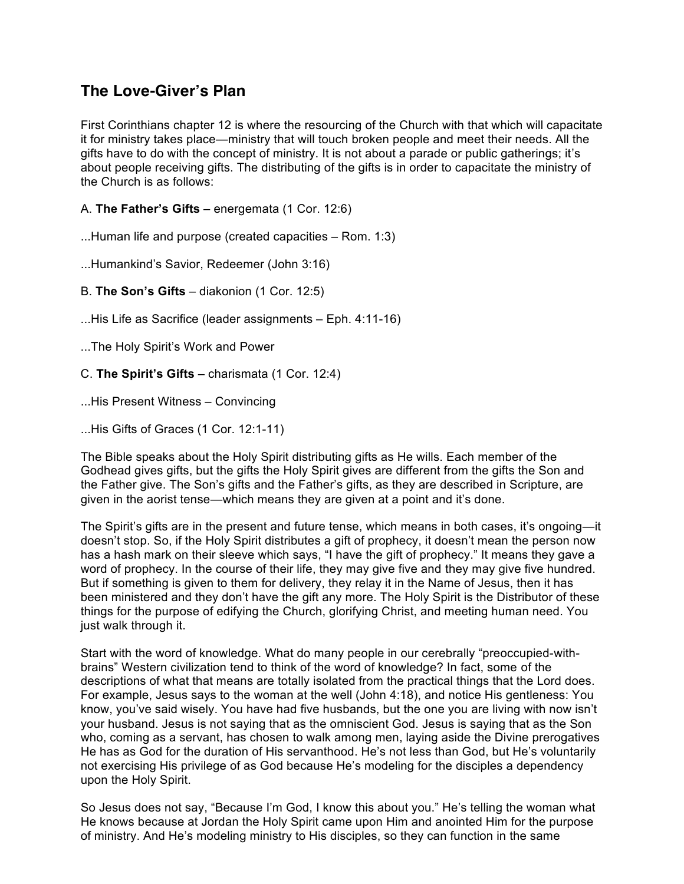## The Love-Giver's Plan

First Corinthians chapter 12 is where the resourcing of the Church with that which will capacitate it for ministry takes place—ministry that will touch broken people and meet their needs. All the gifts have to do with the concept of ministry. It is not about a parade or public gatherings; it's about people receiving gifts. The distributing of the gifts is in order to capacitate the ministry of the Church is as follows:

A. **The Father's Gifts** – energemata (1 Cor. 12:6)

...Human life and purpose (created capacities – Rom. 1:3)

...Humankind's Savior, Redeemer (John 3:16)

B. **The Son's Gifts** – diakonion (1 Cor. 12:5)

...His Life as Sacrifice (leader assignments – Eph. 4:11-16)

...The Holy Spirit's Work and Power

C. **The Spirit's Gifts** – charismata (1 Cor. 12:4)

...His Present Witness – Convincing

...His Gifts of Graces (1 Cor. 12:1-11)

The Bible speaks about the Holy Spirit distributing gifts as He wills. Each member of the Godhead gives gifts, but the gifts the Holy Spirit gives are different from the gifts the Son and the Father give. The Son's gifts and the Father's gifts, as they are described in Scripture, are given in the aorist tense—which means they are given at a point and it's done.

The Spirit's gifts are in the present and future tense, which means in both cases, it's ongoing—it doesn't stop. So, if the Holy Spirit distributes a gift of prophecy, it doesn't mean the person now has a hash mark on their sleeve which says, "I have the gift of prophecy." It means they gave a word of prophecy. In the course of their life, they may give five and they may give five hundred. But if something is given to them for delivery, they relay it in the Name of Jesus, then it has been ministered and they don't have the gift any more. The Holy Spirit is the Distributor of these things for the purpose of edifying the Church, glorifying Christ, and meeting human need. You just walk through it.

Start with the word of knowledge. What do many people in our cerebrally "preoccupied-with-brains" Western civilization tend to think of the word of knowledge? In fact, some of the descriptions of what that means are totally isolated from the practical things that the Lord does. For example, Jesus says to the woman at the well (John 4:18), and notice His gentleness: You know, you've said wisely. You have had five husbands, but the one you are living with now isn't your husband. Jesus is not saying that as the omniscient God. Jesus is saying that as the Son who, coming as a servant, has chosen to walk among men, laying aside the Divine prerogatives He has as God for the duration of His servanthood. He's not less than God, but He's voluntarily not exercising His privilege of as God because He's modeling for the disciples a dependency upon the Holy Spirit.

So Jesus does not say, "Because I'm God, I know this about you." He's telling the woman what He knows because at Jordan the Holy Spirit came upon Him and anointed Him for the purpose of ministry. And He's modeling ministry to His disciples, so they can function in the same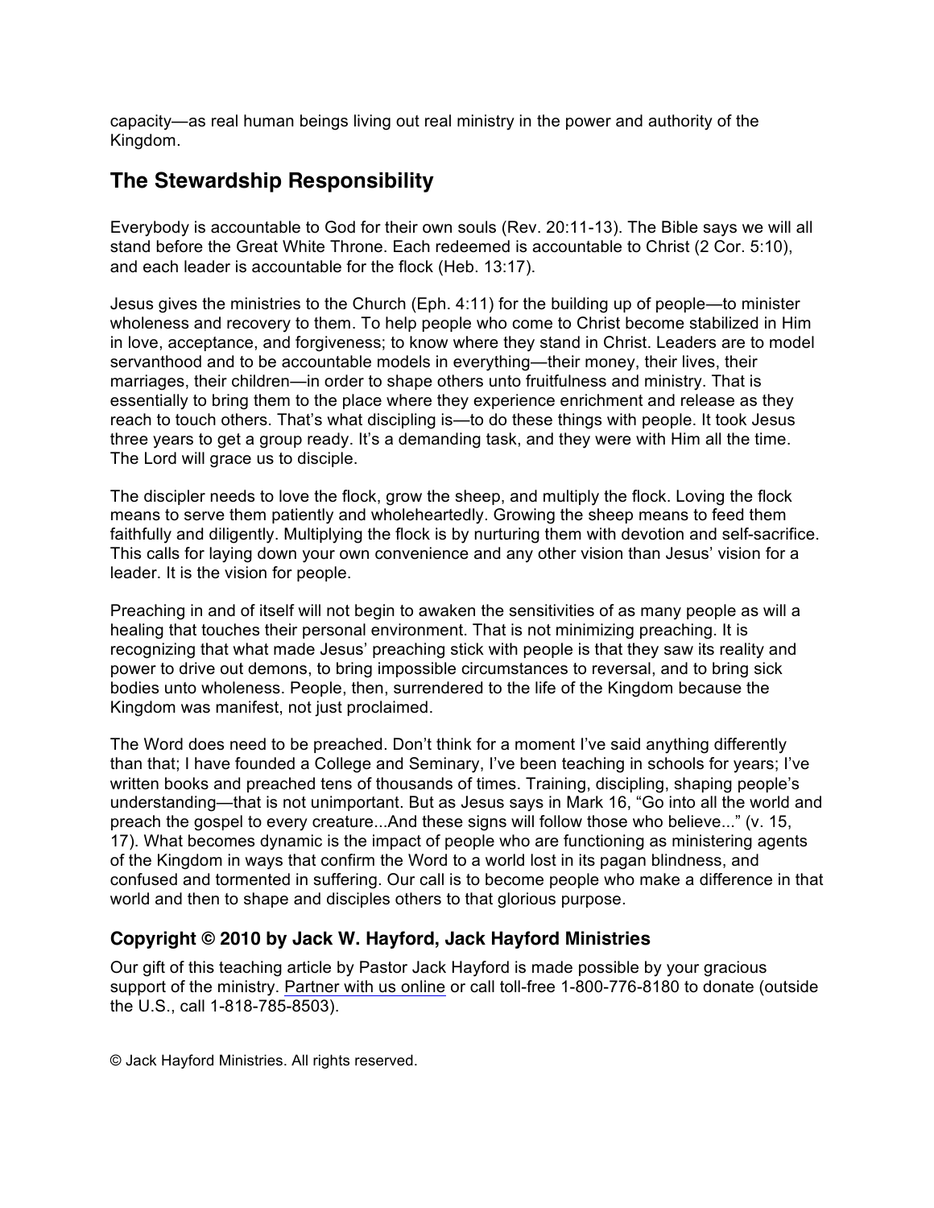capacity—as real human beings living out real ministry in the power and authority of the Kingdom.

## The Stewardship Responsibility

Everybody is accountable to God for their own souls (Rev. 20:11-13). The Bible says we will all stand before the Great White Throne. Each redeemed is accountable to Christ (2 Cor. 5:10), and each leader is accountable for the flock (Heb. 13:17).

Jesus gives the ministries to the Church (Eph. 4:11) for the building up of people—to minister wholeness and recovery to them. To help people who come to Christ become stabilized in Him in love, acceptance, and forgiveness; to know where they stand in Christ. Leaders are to model servanthood and to be accountable models in everything—their money, their lives, their marriages, their children—in order to shape others unto fruitfulness and ministry. That is essentially to bring them to the place where they experience enrichment and release as they reach to touch others. That's what discipling is—to do these things with people. It took Jesus three years to get a group ready. It's a demanding task, and they were with Him all the time. The Lord will grace us to disciple.

The discipler needs to love the flock, grow the sheep, and multiply the flock. Loving the flock means to serve them patiently and wholeheartedly. Growing the sheep means to feed them faithfully and diligently. Multiplying the flock is by nurturing them with devotion and self-sacrifice. This calls for laying down your own convenience and any other vision than Jesus' vision for a leader. It is the vision for people.

Preaching in and of itself will not begin to awaken the sensitivities of as many people as will a healing that touches their personal environment. That is not minimizing preaching. It is recognizing that what made Jesus' preaching stick with people is that they saw its reality and power to drive out demons, to bring impossible circumstances to reversal, and to bring sick bodies unto wholeness. People, then, surrendered to the life of the Kingdom because the Kingdom was manifest, not just proclaimed.

The Word does need to be preached. Don't think for a moment I've said anything differently than that; I have founded a College and Seminary, I've been teaching in schools for years; I've written books and preached tens of thousands of times. Training, discipling, shaping people's understanding—that is not unimportant. But as Jesus says in Mark 16, "Go into all the world and preach the gospel to every creature...And these signs will follow those who believe..." (v. 15, 17). What becomes dynamic is the impact of people who are functioning as ministering agents of the Kingdom in ways that confirm the Word to a world lost in its pagan blindness, and confused and tormented in suffering. Our call is to become people who make a difference in that world and then to shape and disciples others to that glorious purpose.

### Copyright © 2010 by Jack W. Hayford, Jack Hayford Ministries

Our gift of this teaching article by Pastor Jack Hayford is made possible by your gracious support of the ministry. Partner with us online or call toll-free 1-800-776-8180 to donate (outside the U.S., call 1-818-785-8503).

© Jack Hayford Ministries. All rights reserved.